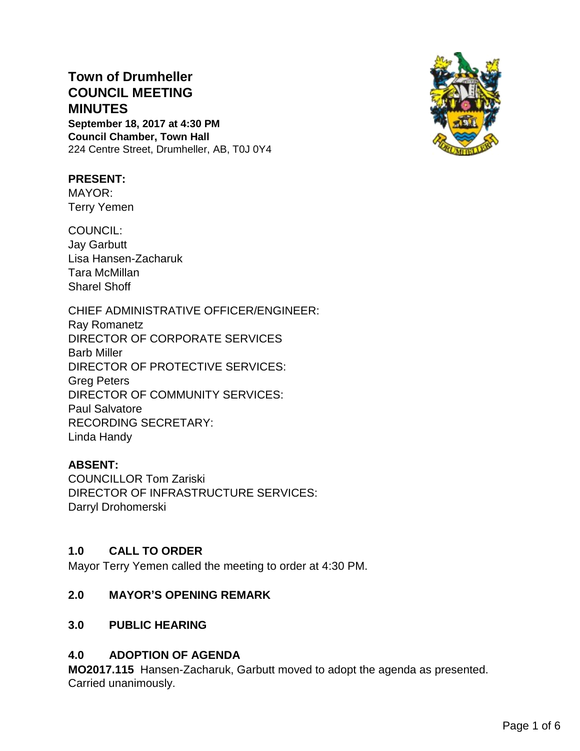# Town of Drumheller
# COUNCIL MEETING
# MINUTES

**September 18, 2017 at 4:30 PM**
**Council Chamber, Town Hall**
224 Centre Street, Drumheller, AB, T0J 0Y4

**PRESENT:**
MAYOR:
Terry Yemen

COUNCIL:
Jay Garbutt
Lisa Hansen-Zacharuk
Tara McMillan
Sharel Shoff

CHIEF ADMINISTRATIVE OFFICER/ENGINEER:
Ray Romanetz
DIRECTOR OF CORPORATE SERVICES
Barb Miller
DIRECTOR OF PROTECTIVE SERVICES:
Greg Peters
DIRECTOR OF COMMUNITY SERVICES:
Paul Salvatore
RECORDING SECRETARY:
Linda Handy

**ABSENT:**
COUNCILLOR Tom Zariski
DIRECTOR OF INFRASTRUCTURE SERVICES:
Darryl Drohomerski

## 1.0 CALL TO ORDER

Mayor Terry Yemen called the meeting to order at 4:30 PM.

## 2.0 MAYOR'S OPENING REMARK

## 3.0 PUBLIC HEARING

## 4.0 ADOPTION OF AGENDA

**MO2017.115** Hansen-Zacharuk, Garbutt moved to adopt the agenda as presented.
Carried unanimously.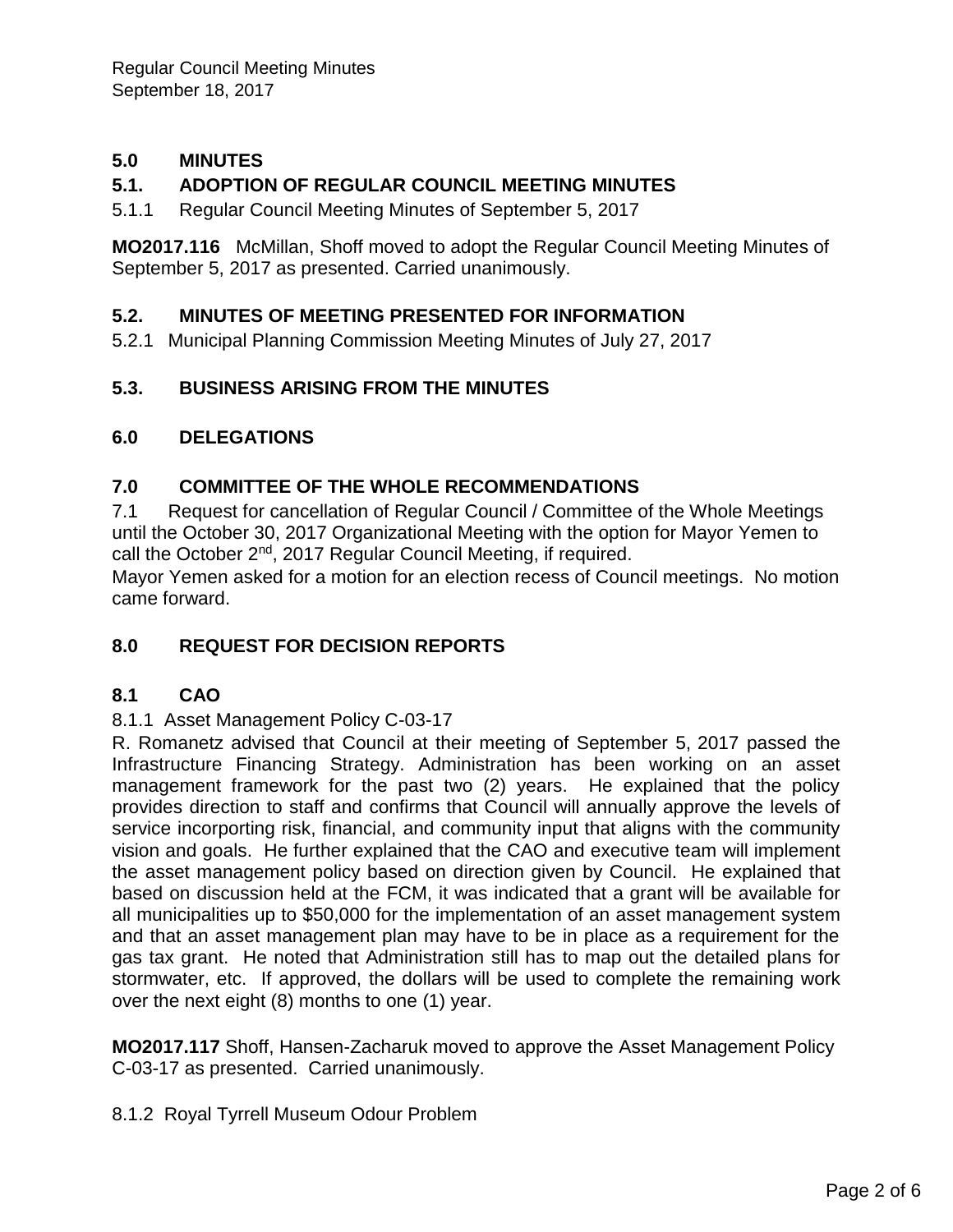## 5.0 MINUTES

### 5.1. ADOPTION OF REGULAR COUNCIL MEETING MINUTES

5.1.1 Regular Council Meeting Minutes of September 5, 2017

**MO2017.116** McMillan, Shoff moved to adopt the Regular Council Meeting Minutes of September 5, 2017 as presented. Carried unanimously.

### 5.2. MINUTES OF MEETING PRESENTED FOR INFORMATION

5.2.1 Municipal Planning Commission Meeting Minutes of July 27, 2017

### 5.3. BUSINESS ARISING FROM THE MINUTES

## 6.0 DELEGATIONS

## 7.0 COMMITTEE OF THE WHOLE RECOMMENDATIONS

7.1 Request for cancellation of Regular Council / Committee of the Whole Meetings until the October 30, 2017 Organizational Meeting with the option for Mayor Yemen to call the October 2nd, 2017 Regular Council Meeting, if required.

Mayor Yemen asked for a motion for an election recess of Council meetings. No motion came forward.

## 8.0 REQUEST FOR DECISION REPORTS

### 8.1 CAO

8.1.1 Asset Management Policy C-03-17

R. Romanetz advised that Council at their meeting of September 5, 2017 passed the Infrastructure Financing Strategy. Administration has been working on an asset management framework for the past two (2) years. He explained that the policy provides direction to staff and confirms that Council will annually approve the levels of service incorporting risk, financial, and community input that aligns with the community vision and goals. He further explained that the CAO and executive team will implement the asset management policy based on direction given by Council. He explained that based on discussion held at the FCM, it was indicated that a grant will be available for all municipalities up to $50,000 for the implementation of an asset management system and that an asset management plan may have to be in place as a requirement for the gas tax grant. He noted that Administration still has to map out the detailed plans for stormwater, etc. If approved, the dollars will be used to complete the remaining work over the next eight (8) months to one (1) year.

**MO2017.117** Shoff, Hansen-Zacharuk moved to approve the Asset Management Policy C-03-17 as presented. Carried unanimously.

8.1.2 Royal Tyrrell Museum Odour Problem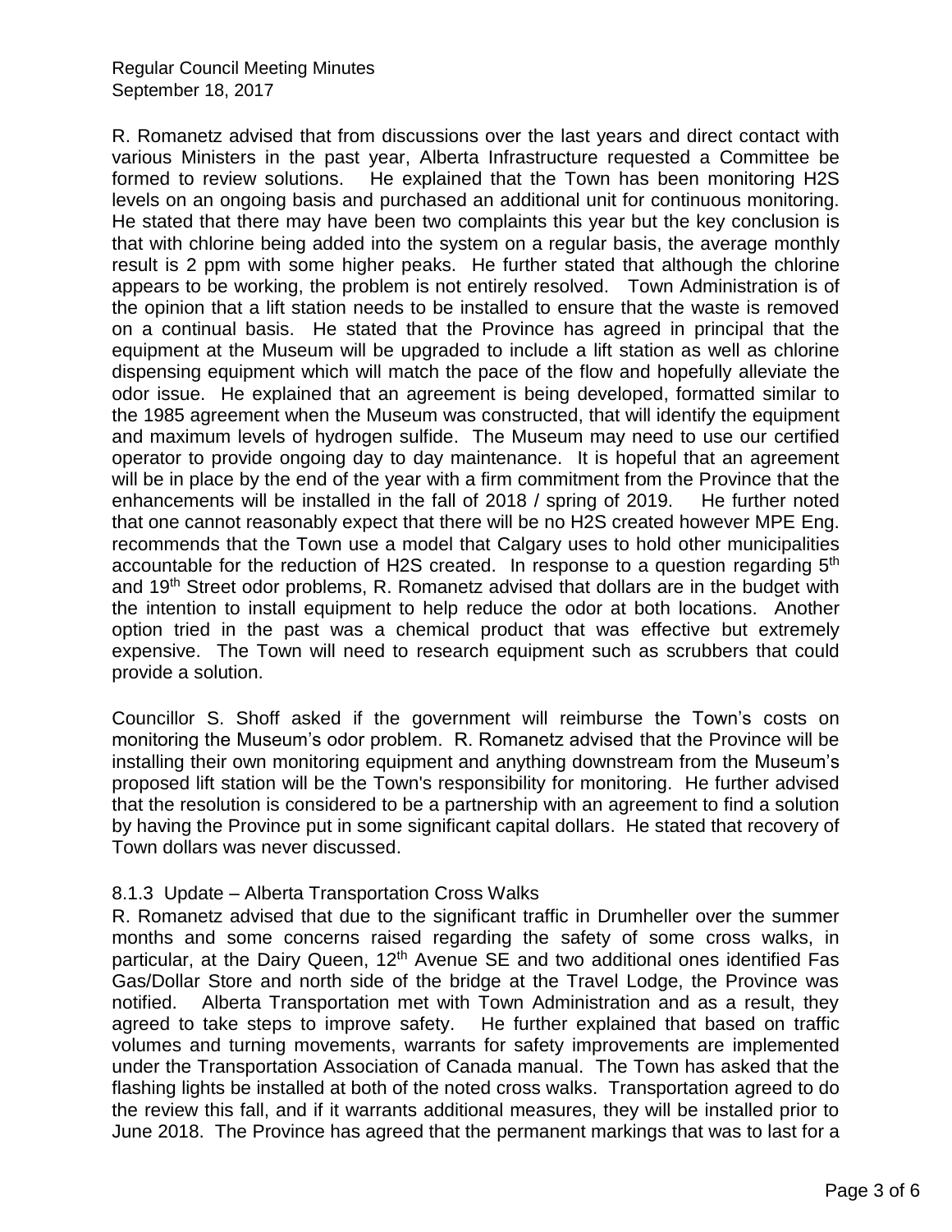R. Romanetz advised that from discussions over the last years and direct contact with various Ministers in the past year, Alberta Infrastructure requested a Committee be formed to review solutions. He explained that the Town has been monitoring H2S levels on an ongoing basis and purchased an additional unit for continuous monitoring. He stated that there may have been two complaints this year but the key conclusion is that with chlorine being added into the system on a regular basis, the average monthly result is 2 ppm with some higher peaks. He further stated that although the chlorine appears to be working, the problem is not entirely resolved. Town Administration is of the opinion that a lift station needs to be installed to ensure that the waste is removed on a continual basis. He stated that the Province has agreed in principal that the equipment at the Museum will be upgraded to include a lift station as well as chlorine dispensing equipment which will match the pace of the flow and hopefully alleviate the odor issue. He explained that an agreement is being developed, formatted similar to the 1985 agreement when the Museum was constructed, that will identify the equipment and maximum levels of hydrogen sulfide. The Museum may need to use our certified operator to provide ongoing day to day maintenance. It is hopeful that an agreement will be in place by the end of the year with a firm commitment from the Province that the enhancements will be installed in the fall of 2018 / spring of 2019. He further noted that one cannot reasonably expect that there will be no H2S created however MPE Eng. recommends that the Town use a model that Calgary uses to hold other municipalities accountable for the reduction of H2S created. In response to a question regarding 5th and 19th Street odor problems, R. Romanetz advised that dollars are in the budget with the intention to install equipment to help reduce the odor at both locations. Another option tried in the past was a chemical product that was effective but extremely expensive. The Town will need to research equipment such as scrubbers that could provide a solution.

Councillor S. Shoff asked if the government will reimburse the Town's costs on monitoring the Museum's odor problem. R. Romanetz advised that the Province will be installing their own monitoring equipment and anything downstream from the Museum's proposed lift station will be the Town's responsibility for monitoring. He further advised that the resolution is considered to be a partnership with an agreement to find a solution by having the Province put in some significant capital dollars. He stated that recovery of Town dollars was never discussed.

8.1.3 Update – Alberta Transportation Cross Walks

R. Romanetz advised that due to the significant traffic in Drumheller over the summer months and some concerns raised regarding the safety of some cross walks, in particular, at the Dairy Queen, 12th Avenue SE and two additional ones identified Fas Gas/Dollar Store and north side of the bridge at the Travel Lodge, the Province was notified. Alberta Transportation met with Town Administration and as a result, they agreed to take steps to improve safety. He further explained that based on traffic volumes and turning movements, warrants for safety improvements are implemented under the Transportation Association of Canada manual. The Town has asked that the flashing lights be installed at both of the noted cross walks. Transportation agreed to do the review this fall, and if it warrants additional measures, they will be installed prior to June 2018. The Province has agreed that the permanent markings that was to last for a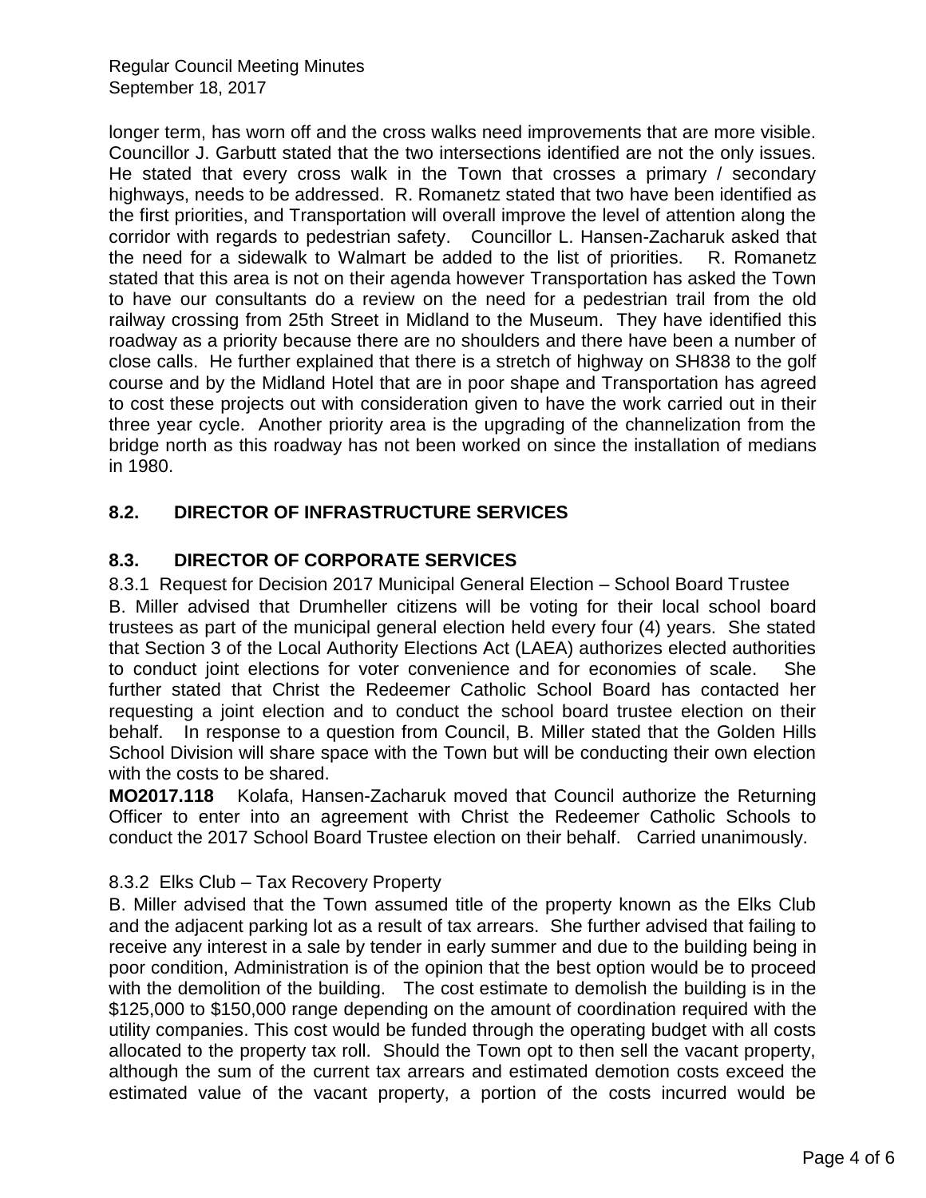longer term, has worn off and the cross walks need improvements that are more visible. Councillor J. Garbutt stated that the two intersections identified are not the only issues. He stated that every cross walk in the Town that crosses a primary / secondary highways, needs to be addressed. R. Romanetz stated that two have been identified as the first priorities, and Transportation will overall improve the level of attention along the corridor with regards to pedestrian safety. Councillor L. Hansen-Zacharuk asked that the need for a sidewalk to Walmart be added to the list of priorities. R. Romanetz stated that this area is not on their agenda however Transportation has asked the Town to have our consultants do a review on the need for a pedestrian trail from the old railway crossing from 25th Street in Midland to the Museum. They have identified this roadway as a priority because there are no shoulders and there have been a number of close calls. He further explained that there is a stretch of highway on SH838 to the golf course and by the Midland Hotel that are in poor shape and Transportation has agreed to cost these projects out with consideration given to have the work carried out in their three year cycle. Another priority area is the upgrading of the channelization from the bridge north as this roadway has not been worked on since the installation of medians in 1980.

## 8.2. DIRECTOR OF INFRASTRUCTURE SERVICES

## 8.3. DIRECTOR OF CORPORATE SERVICES

8.3.1 Request for Decision 2017 Municipal General Election – School Board Trustee

B. Miller advised that Drumheller citizens will be voting for their local school board trustees as part of the municipal general election held every four (4) years. She stated that Section 3 of the Local Authority Elections Act (LAEA) authorizes elected authorities to conduct joint elections for voter convenience and for economies of scale. She further stated that Christ the Redeemer Catholic School Board has contacted her requesting a joint election and to conduct the school board trustee election on their behalf. In response to a question from Council, B. Miller stated that the Golden Hills School Division will share space with the Town but will be conducting their own election with the costs to be shared.

**MO2017.118** Kolafa, Hansen-Zacharuk moved that Council authorize the Returning Officer to enter into an agreement with Christ the Redeemer Catholic Schools to conduct the 2017 School Board Trustee election on their behalf. Carried unanimously.

8.3.2 Elks Club – Tax Recovery Property

B. Miller advised that the Town assumed title of the property known as the Elks Club and the adjacent parking lot as a result of tax arrears. She further advised that failing to receive any interest in a sale by tender in early summer and due to the building being in poor condition, Administration is of the opinion that the best option would be to proceed with the demolition of the building. The cost estimate to demolish the building is in the \$125,000 to \$150,000 range depending on the amount of coordination required with the utility companies. This cost would be funded through the operating budget with all costs allocated to the property tax roll. Should the Town opt to then sell the vacant property, although the sum of the current tax arrears and estimated demotion costs exceed the estimated value of the vacant property, a portion of the costs incurred would be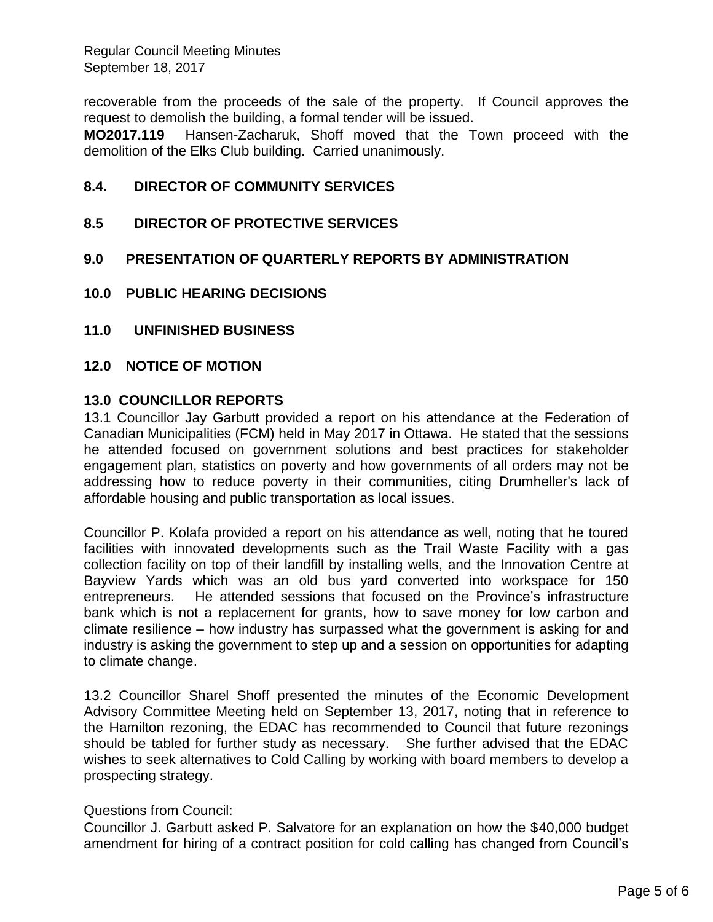recoverable from the proceeds of the sale of the property. If Council approves the request to demolish the building, a formal tender will be issued.

**MO2017.119** Hansen-Zacharuk, Shoff moved that the Town proceed with the demolition of the Elks Club building. Carried unanimously.

## 8.4. DIRECTOR OF COMMUNITY SERVICES

## 8.5 DIRECTOR OF PROTECTIVE SERVICES

## 9.0 PRESENTATION OF QUARTERLY REPORTS BY ADMINISTRATION

## 10.0 PUBLIC HEARING DECISIONS

## 11.0 UNFINISHED BUSINESS

## 12.0 NOTICE OF MOTION

## 13.0 COUNCILLOR REPORTS

13.1 Councillor Jay Garbutt provided a report on his attendance at the Federation of Canadian Municipalities (FCM) held in May 2017 in Ottawa. He stated that the sessions he attended focused on government solutions and best practices for stakeholder engagement plan, statistics on poverty and how governments of all orders may not be addressing how to reduce poverty in their communities, citing Drumheller's lack of affordable housing and public transportation as local issues.

Councillor P. Kolafa provided a report on his attendance as well, noting that he toured facilities with innovated developments such as the Trail Waste Facility with a gas collection facility on top of their landfill by installing wells, and the Innovation Centre at Bayview Yards which was an old bus yard converted into workspace for 150 entrepreneurs. He attended sessions that focused on the Province's infrastructure bank which is not a replacement for grants, how to save money for low carbon and climate resilience – how industry has surpassed what the government is asking for and industry is asking the government to step up and a session on opportunities for adapting to climate change.

13.2 Councillor Sharel Shoff presented the minutes of the Economic Development Advisory Committee Meeting held on September 13, 2017, noting that in reference to the Hamilton rezoning, the EDAC has recommended to Council that future rezonings should be tabled for further study as necessary. She further advised that the EDAC wishes to seek alternatives to Cold Calling by working with board members to develop a prospecting strategy.

Questions from Council:

Councillor J. Garbutt asked P. Salvatore for an explanation on how the $40,000 budget amendment for hiring of a contract position for cold calling has changed from Council's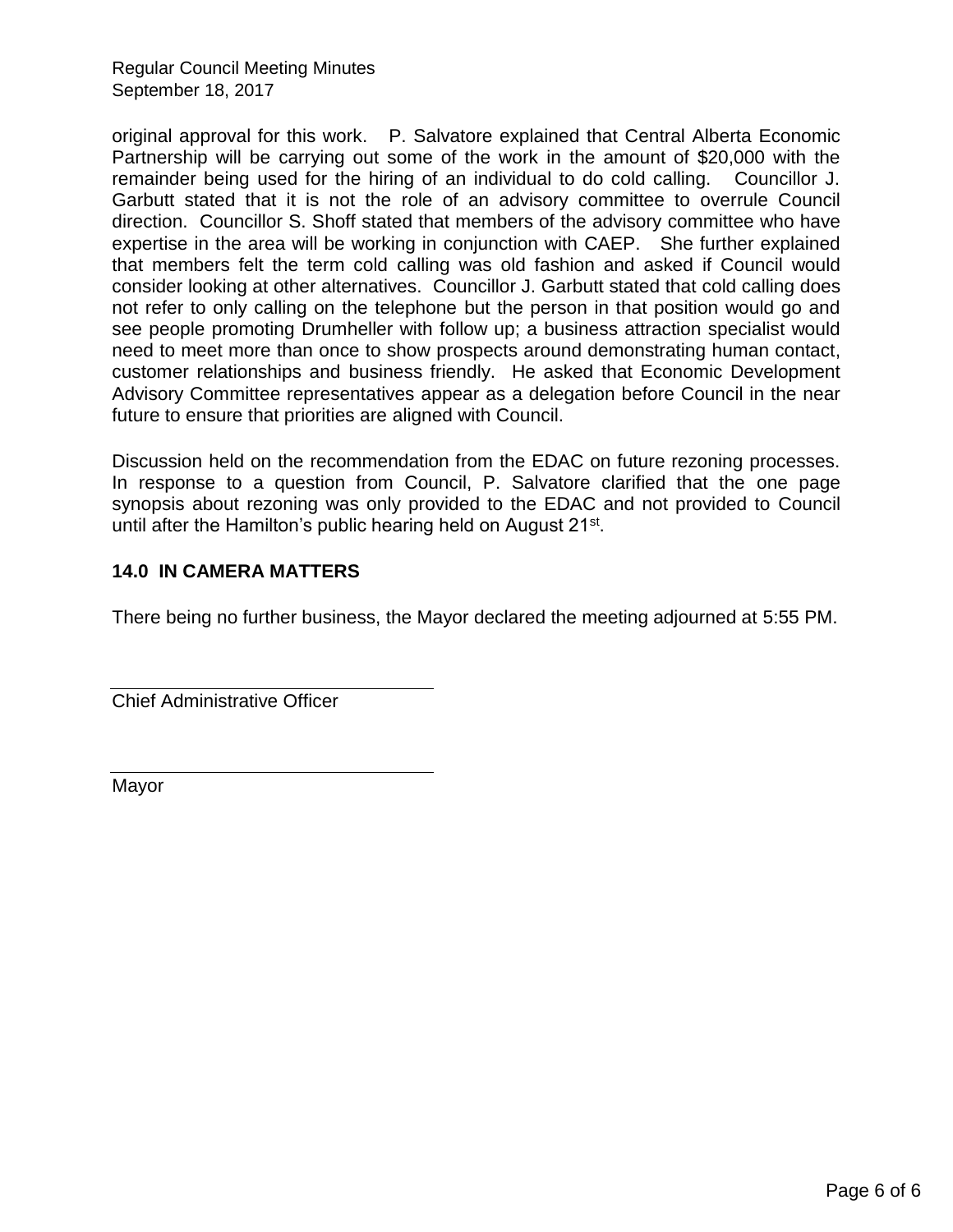original approval for this work. P. Salvatore explained that Central Alberta Economic Partnership will be carrying out some of the work in the amount of $20,000 with the remainder being used for the hiring of an individual to do cold calling. Councillor J. Garbutt stated that it is not the role of an advisory committee to overrule Council direction. Councillor S. Shoff stated that members of the advisory committee who have expertise in the area will be working in conjunction with CAEP. She further explained that members felt the term cold calling was old fashion and asked if Council would consider looking at other alternatives. Councillor J. Garbutt stated that cold calling does not refer to only calling on the telephone but the person in that position would go and see people promoting Drumheller with follow up; a business attraction specialist would need to meet more than once to show prospects around demonstrating human contact, customer relationships and business friendly. He asked that Economic Development Advisory Committee representatives appear as a delegation before Council in the near future to ensure that priorities are aligned with Council.

Discussion held on the recommendation from the EDAC on future rezoning processes. In response to a question from Council, P. Salvatore clarified that the one page synopsis about rezoning was only provided to the EDAC and not provided to Council until after the Hamilton's public hearing held on August 21st.

## 14.0 IN CAMERA MATTERS

There being no further business, the Mayor declared the meeting adjourned at 5:55 PM.

\_\_\_\_\_\_\_\_\_\_\_\_\_\_\_\_\_\_\_\_\_\_\_\_\_\_\_\_\_\_\_\_

Chief Administrative Officer

\_\_\_\_\_\_\_\_\_\_\_\_\_\_\_\_\_\_\_\_\_\_\_\_\_\_\_\_\_\_\_\_

Mayor